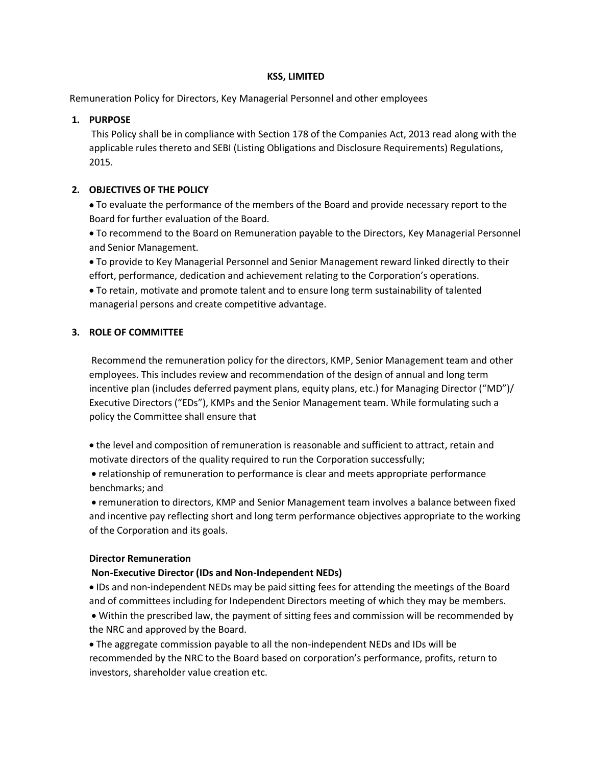# KSS, LIMITED

Remuneration Policy for Directors, Key Managerial Personnel and other employees

## 1. PURPOSE

This Policy shall be in compliance with Section 178 of the Companies Act, 2013 read along with the applicable rules thereto and SEBI (Listing Obligations and Disclosure Requirements) Regulations, 2015.

## 2. OBJECTIVES OF THE POLICY

- To evaluate the performance of the members of the Board and provide necessary report to the Board for further evaluation of the Board.
- To recommend to the Board on Remuneration payable to the Directors, Key Managerial Personnel and Senior Management.
- To provide to Key Managerial Personnel and Senior Management reward linked directly to their effort, performance, dedication and achievement relating to the Corporation's operations.
- To retain, motivate and promote talent and to ensure long term sustainability of talented managerial persons and create competitive advantage.

## 3. ROLE OF COMMITTEE

Recommend the remuneration policy for the directors, KMP, Senior Management team and other employees. This includes review and recommendation of the design of annual and long term incentive plan (includes deferred payment plans, equity plans, etc.) for Managing Director ("MD")/ Executive Directors ("EDs"), KMPs and the Senior Management team. While formulating such a policy the Committee shall ensure that

- the level and composition of remuneration is reasonable and sufficient to attract, retain and motivate directors of the quality required to run the Corporation successfully;
- relationship of remuneration to performance is clear and meets appropriate performance benchmarks; and
- remuneration to directors, KMP and Senior Management team involves a balance between fixed and incentive pay reflecting short and long term performance objectives appropriate to the working of the Corporation and its goals.

### Director Remuneration

#### Non-Executive Director (IDs and Non-Independent NEDs)

- IDs and non-independent NEDs may be paid sitting fees for attending the meetings of the Board and of committees including for Independent Directors meeting of which they may be members.
- Within the prescribed law, the payment of sitting fees and commission will be recommended by the NRC and approved by the Board.
- The aggregate commission payable to all the non-independent NEDs and IDs will be recommended by the NRC to the Board based on corporation's performance, profits, return to investors, shareholder value creation etc.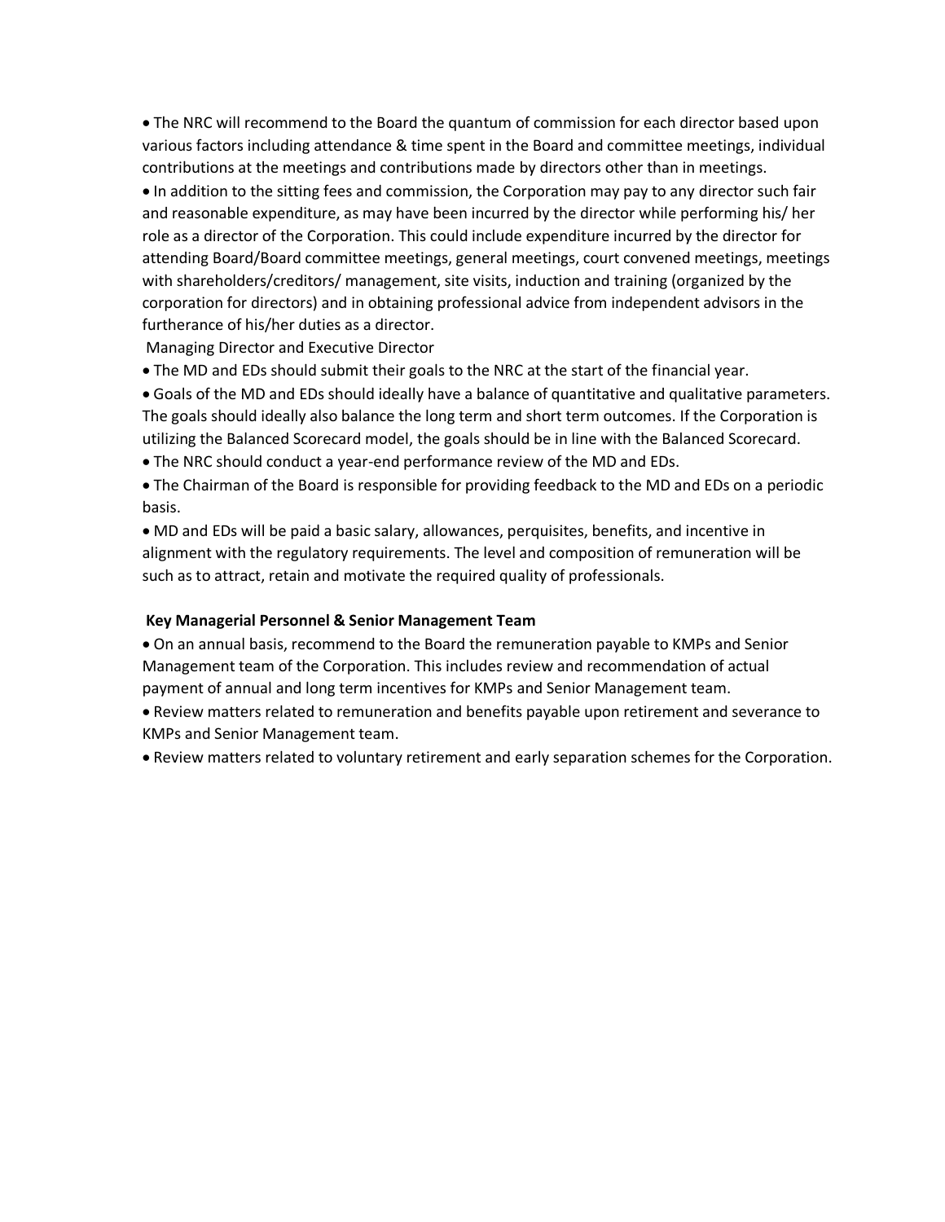- The NRC will recommend to the Board the quantum of commission for each director based upon various factors including attendance & time spent in the Board and committee meetings, individual contributions at the meetings and contributions made by directors other than in meetings.
- In addition to the sitting fees and commission, the Corporation may pay to any director such fair and reasonable expenditure, as may have been incurred by the director while performing his/ her role as a director of the Corporation. This could include expenditure incurred by the director for attending Board/Board committee meetings, general meetings, court convened meetings, meetings with shareholders/creditors/ management, site visits, induction and training (organized by the corporation for directors) and in obtaining professional advice from independent advisors in the furtherance of his/her duties as a director.

Managing Director and Executive Director

- The MD and EDs should submit their goals to the NRC at the start of the financial year.
- Goals of the MD and EDs should ideally have a balance of quantitative and qualitative parameters. The goals should ideally also balance the long term and short term outcomes. If the Corporation is utilizing the Balanced Scorecard model, the goals should be in line with the Balanced Scorecard.
- The NRC should conduct a year-end performance review of the MD and EDs.
- The Chairman of the Board is responsible for providing feedback to the MD and EDs on a periodic basis.
- MD and EDs will be paid a basic salary, allowances, perquisites, benefits, and incentive in alignment with the regulatory requirements. The level and composition of remuneration will be such as to attract, retain and motivate the required quality of professionals.

**Key Managerial Personnel & Senior Management Team**

- On an annual basis, recommend to the Board the remuneration payable to KMPs and Senior Management team of the Corporation. This includes review and recommendation of actual payment of annual and long term incentives for KMPs and Senior Management team.
- Review matters related to remuneration and benefits payable upon retirement and severance to KMPs and Senior Management team.
- Review matters related to voluntary retirement and early separation schemes for the Corporation.